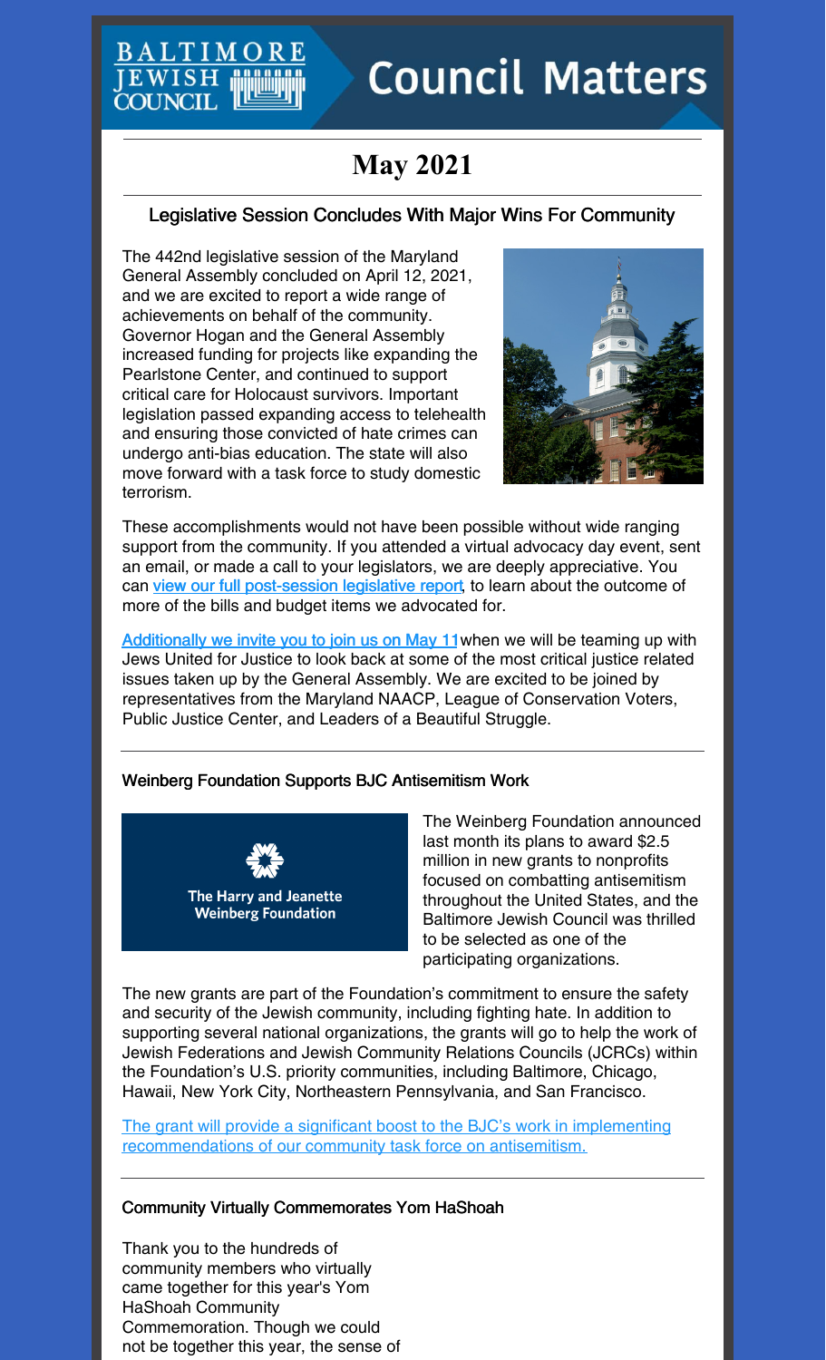# Council Matters

## May 2021

### Legislative Session Concludes With Major Wins For Community

The 442nd legislative session of the Maryland General Assembly concluded on April 12, 2021, and we are excited to report a wide range of achievements on behalf of the community. Governor Hogan and the General Assembly increased funding for projects like expanding the Pearlstone Center, and continued to support critical care for Holocaust survivors. Important legislation passed expanding access to telehealth and ensuring those convicted of hate crimes can undergo anti-bias education. The state will also move forward with a task force to study domestic terrorism.

These accomplishments would not have been possible without wide ranging support from the community. If you attended a virtual advocacy day event, sent an email, or made a call to your legislators, we are deeply appreciative. You can view our full post-session legislative report, to learn about the outcome of more of the bills and budget items we advocated for.

Additionally we invite you to join us on May 11 when we will be teaming up with Jews United for Justice to look back at some of the most critical justice related issues taken up by the General Assembly. We are excited to be joined by representatives from the Maryland NAACP, League of Conservation Voters, Public Justice Center, and Leaders of a Beautiful Struggle.

### Weinberg Foundation Supports BJC Antisemitism Work

The Weinberg Foundation announced last month its plans to award $2.5 million in new grants to nonprofits focused on combatting antisemitism throughout the United States, and the Baltimore Jewish Council was thrilled to be selected as one of the participating organizations.

The new grants are part of the Foundation's commitment to ensure the safety and security of the Jewish community, including fighting hate. In addition to supporting several national organizations, the grants will go to help the work of Jewish Federations and Jewish Community Relations Councils (JCRCs) within the Foundation's U.S. priority communities, including Baltimore, Chicago, Hawaii, New York City, Northeastern Pennsylvania, and San Francisco.

The grant will provide a significant boost to the BJC's work in implementing recommendations of our community task force on antisemitism.

### Community Virtually Commemorates Yom HaShoah

Thank you to the hundreds of community members who virtually came together for this year's Yom HaShoah Community Commemoration. Though we could not be together this year, the sense of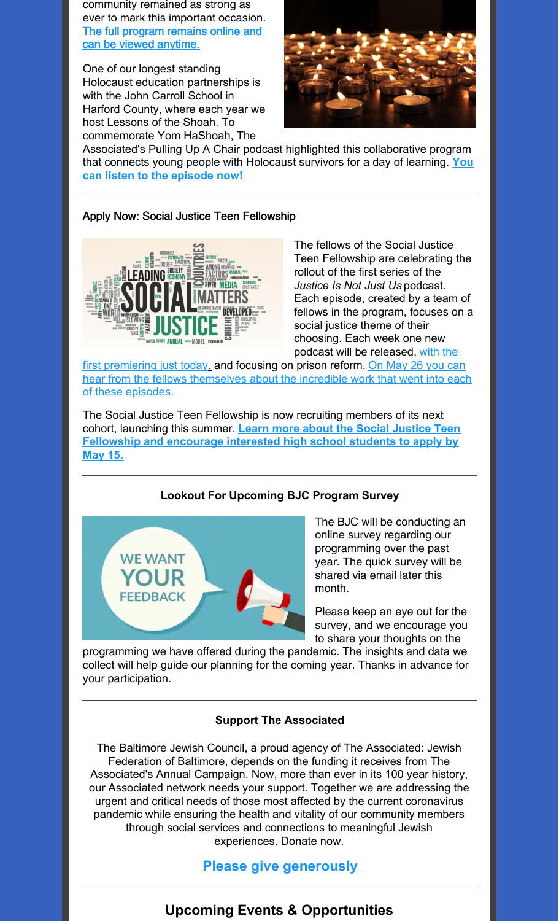community remained as strong as ever to mark this important occasion. The full program remains online and can be viewed anytime.

One of our longest standing Holocaust education partnerships is with the John Carroll School in Harford County, where each year we host Lessons of the Shoah. To commemorate Yom HaShoah, The Associated's Pulling Up A Chair podcast highlighted this collaborative program that connects young people with Holocaust survivors for a day of learning. **You can listen to the episode now!**

---

Apply Now: Social Justice Teen Fellowship

The fellows of the Social Justice Teen Fellowship are celebrating the rollout of the first series of the *Justice Is Not Just Us* podcast. Each episode, created by a team of fellows in the program, focuses on a social justice theme of their choosing. Each week one new podcast will be released, with the first premiering just today, and focusing on prison reform. On May 26 you can hear from the fellows themselves about the incredible work that went into each of these episodes.

The Social Justice Teen Fellowship is now recruiting members of its next cohort, launching this summer. **Learn more about the Social Justice Teen Fellowship and encourage interested high school students to apply by May 15.**

---

**Lookout For Upcoming BJC Program Survey**

The BJC will be conducting an online survey regarding our programming over the past year. The quick survey will be shared via email later this month.

Please keep an eye out for the survey, and we encourage you to share your thoughts on the programming we have offered during the pandemic. The insights and data we collect will help guide our planning for the coming year. Thanks in advance for your participation.

---

**Support The Associated**

The Baltimore Jewish Council, a proud agency of The Associated: Jewish Federation of Baltimore, depends on the funding it receives from The Associated's Annual Campaign. Now, more than ever in its 100 year history, our Associated network needs your support. Together we are addressing the urgent and critical needs of those most affected by the current coronavirus pandemic while ensuring the health and vitality of our community members through social services and connections to meaningful Jewish experiences. Donate now.

**Please give generously**

---

## Upcoming Events & Opportunities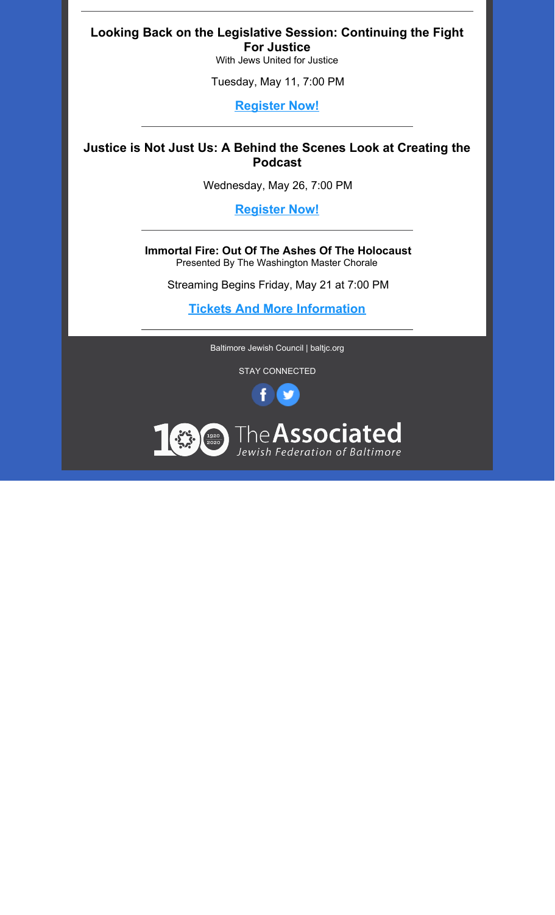---

**Looking Back on the Legislative Session: Continuing the Fight For Justice**
With Jews United for Justice

Tuesday, May 11, 7:00 PM

**Register Now!**

---

**Justice is Not Just Us: A Behind the Scenes Look at Creating the Podcast**

Wednesday, May 26, 7:00 PM

**Register Now!**

---

**Immortal Fire: Out Of The Ashes Of The Holocaust**
Presented By The Washington Master Chorale

Streaming Begins Friday, May 21 at 7:00 PM

**Tickets And More Information**

---

Baltimore Jewish Council | baltjc.org

STAY CONNECTED

100 1920 2020 The Associated
Jewish Federation of Baltimore